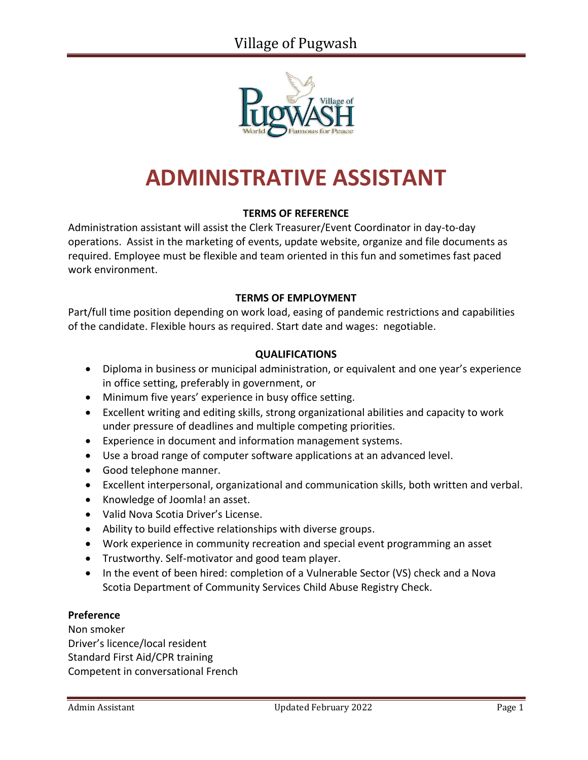Village of Pugwash

# ADMINISTRATIVE ASSISTANT

**TERMS OF REFERENCE**

Administration assistant will assist the Clerk Treasurer/Event Coordinator in day-to-day operations. Assist in the marketing of events, update website, organize and file documents as required. Employee must be flexible and team oriented in this fun and sometimes fast paced work environment.

**TERMS OF EMPLOYMENT**

Part/full time position depending on work load, easing of pandemic restrictions and capabilities of the candidate. Flexible hours as required. Start date and wages: negotiable.

**QUALIFICATIONS**

- Diploma in business or municipal administration, or equivalent and one year's experience in office setting, preferably in government, or
- Minimum five years' experience in busy office setting.
- Excellent writing and editing skills, strong organizational abilities and capacity to work under pressure of deadlines and multiple competing priorities.
- Experience in document and information management systems.
- Use a broad range of computer software applications at an advanced level.
- Good telephone manner.
- Excellent interpersonal, organizational and communication skills, both written and verbal.
- Knowledge of Joomla! an asset.
- Valid Nova Scotia Driver's License.
- Ability to build effective relationships with diverse groups.
- Work experience in community recreation and special event programming an asset
- Trustworthy. Self-motivator and good team player.
- In the event of been hired: completion of a Vulnerable Sector (VS) check and a Nova Scotia Department of Community Services Child Abuse Registry Check.

**Preference**

Non smoker
Driver's licence/local resident
Standard First Aid/CPR training
Competent in conversational French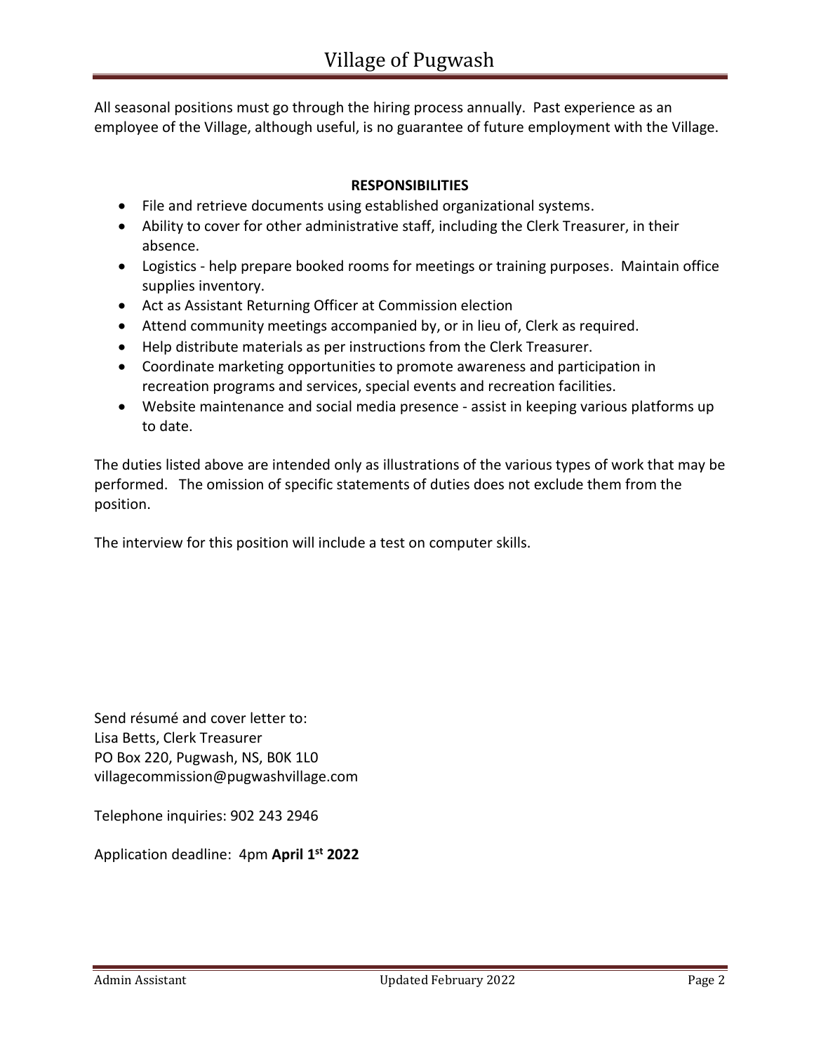All seasonal positions must go through the hiring process annually. Past experience as an employee of the Village, although useful, is no guarantee of future employment with the Village.

**RESPONSIBILITIES**

- File and retrieve documents using established organizational systems.
- Ability to cover for other administrative staff, including the Clerk Treasurer, in their absence.
- Logistics - help prepare booked rooms for meetings or training purposes. Maintain office supplies inventory.
- Act as Assistant Returning Officer at Commission election
- Attend community meetings accompanied by, or in lieu of, Clerk as required.
- Help distribute materials as per instructions from the Clerk Treasurer.
- Coordinate marketing opportunities to promote awareness and participation in recreation programs and services, special events and recreation facilities.
- Website maintenance and social media presence - assist in keeping various platforms up to date.

The duties listed above are intended only as illustrations of the various types of work that may be performed. The omission of specific statements of duties does not exclude them from the position.

The interview for this position will include a test on computer skills.

Send résumé and cover letter to:
Lisa Betts, Clerk Treasurer
PO Box 220, Pugwash, NS, B0K 1L0
villagecommission@pugwashvillage.com

Telephone inquiries: 902 243 2946

Application deadline: 4pm **April 1st 2022**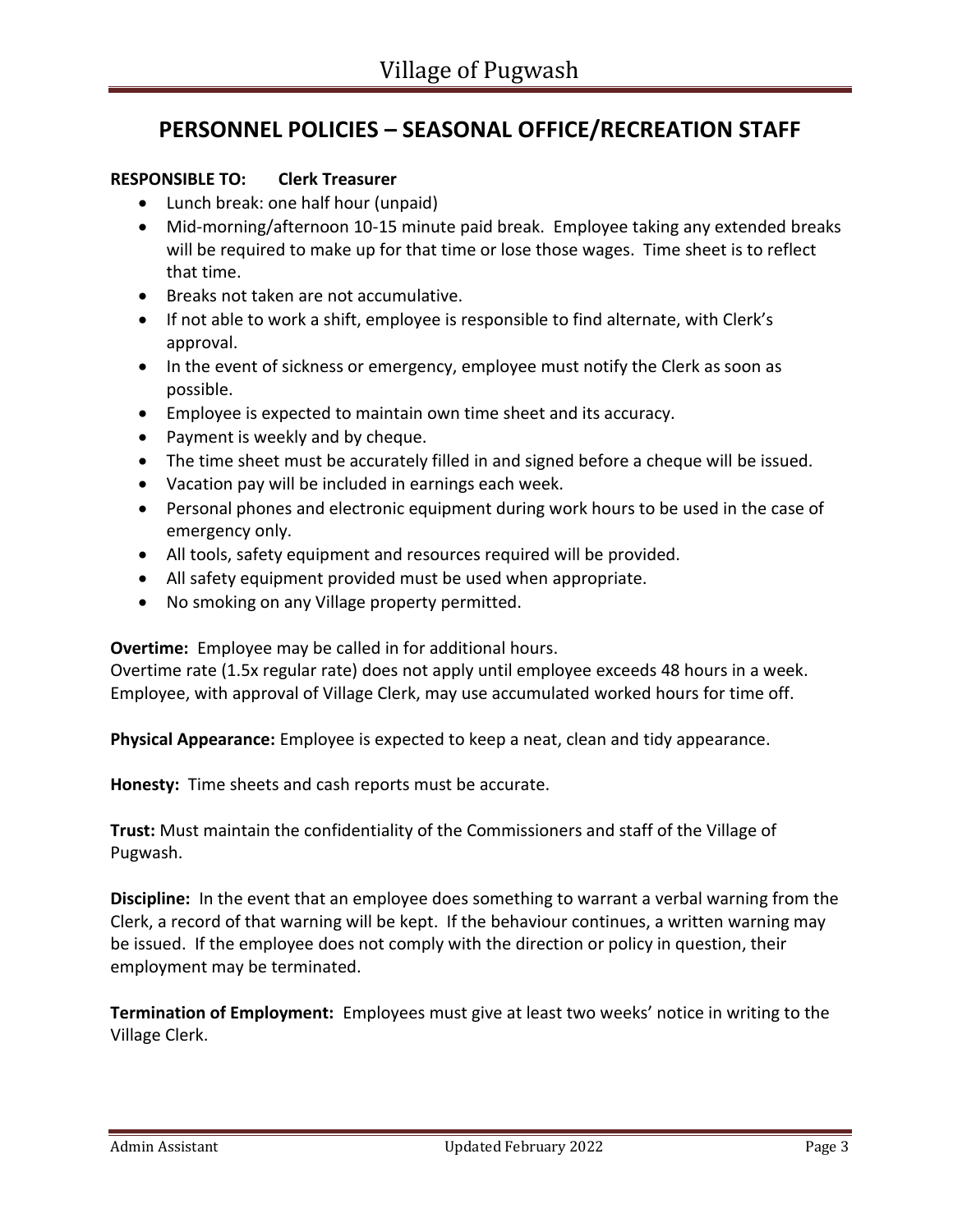# PERSONNEL POLICIES – SEASONAL OFFICE/RECREATION STAFF

**RESPONSIBLE TO: Clerk Treasurer**

- Lunch break: one half hour (unpaid)
- Mid-morning/afternoon 10-15 minute paid break. Employee taking any extended breaks will be required to make up for that time or lose those wages. Time sheet is to reflect that time.
- Breaks not taken are not accumulative.
- If not able to work a shift, employee is responsible to find alternate, with Clerk's approval.
- In the event of sickness or emergency, employee must notify the Clerk as soon as possible.
- Employee is expected to maintain own time sheet and its accuracy.
- Payment is weekly and by cheque.
- The time sheet must be accurately filled in and signed before a cheque will be issued.
- Vacation pay will be included in earnings each week.
- Personal phones and electronic equipment during work hours to be used in the case of emergency only.
- All tools, safety equipment and resources required will be provided.
- All safety equipment provided must be used when appropriate.
- No smoking on any Village property permitted.

**Overtime:** Employee may be called in for additional hours.
Overtime rate (1.5x regular rate) does not apply until employee exceeds 48 hours in a week. Employee, with approval of Village Clerk, may use accumulated worked hours for time off.

**Physical Appearance:** Employee is expected to keep a neat, clean and tidy appearance.

**Honesty:** Time sheets and cash reports must be accurate.

**Trust:** Must maintain the confidentiality of the Commissioners and staff of the Village of Pugwash.

**Discipline:** In the event that an employee does something to warrant a verbal warning from the Clerk, a record of that warning will be kept. If the behaviour continues, a written warning may be issued. If the employee does not comply with the direction or policy in question, their employment may be terminated.

**Termination of Employment:** Employees must give at least two weeks' notice in writing to the Village Clerk.